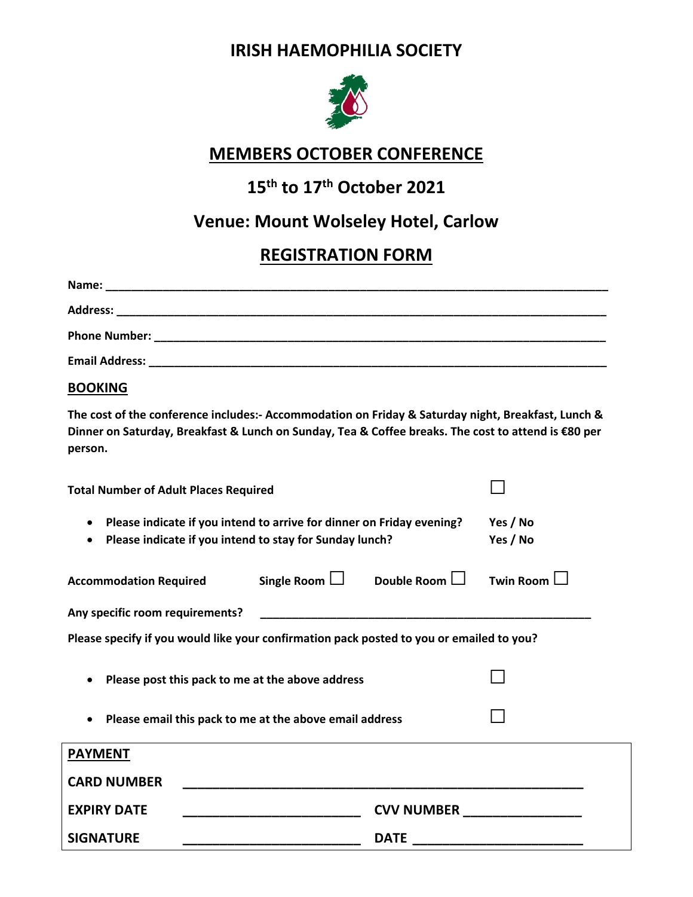# IRISH HAEMOPHILIA SOCIETY

## MEMBERS OCTOBER CONFERENCE

## 15th to 17th October 2021

## Venue: Mount Wolseley Hotel, Carlow

## REGISTRATION FORM

**Name:** ______________________________________________________________________________

**Address:** ____________________________________________________________________________

**Phone Number:** _______________________________________________________________________

**Email Address:** _______________________________________________________________________

**BOOKING**

**The cost of the conference includes:- Accommodation on Friday & Saturday night, Breakfast, Lunch & Dinner on Saturday, Breakfast & Lunch on Sunday, Tea & Coffee breaks. The cost to attend is €80 per person.**

**Total Number of Adult Places Required** ☐

- **Please indicate if you intend to arrive for dinner on Friday evening?** **Yes / No**
- **Please indicate if you intend to stay for Sunday lunch?** **Yes / No**

**Accommodation Required** **Single Room** ☐ **Double Room** ☐ **Twin Room** ☐

**Any specific room requirements?** ________________________________________________

**Please specify if you would like your confirmation pack posted to you or emailed to you?**

- **Please post this pack to me at the above address** ☐
- **Please email this pack to me at the above email address** ☐

**PAYMENT**

**CARD NUMBER** ________________________________________________

**EXPIRY DATE** ______________________ **CVV NUMBER** ______________

**SIGNATURE** ______________________ **DATE** ____________________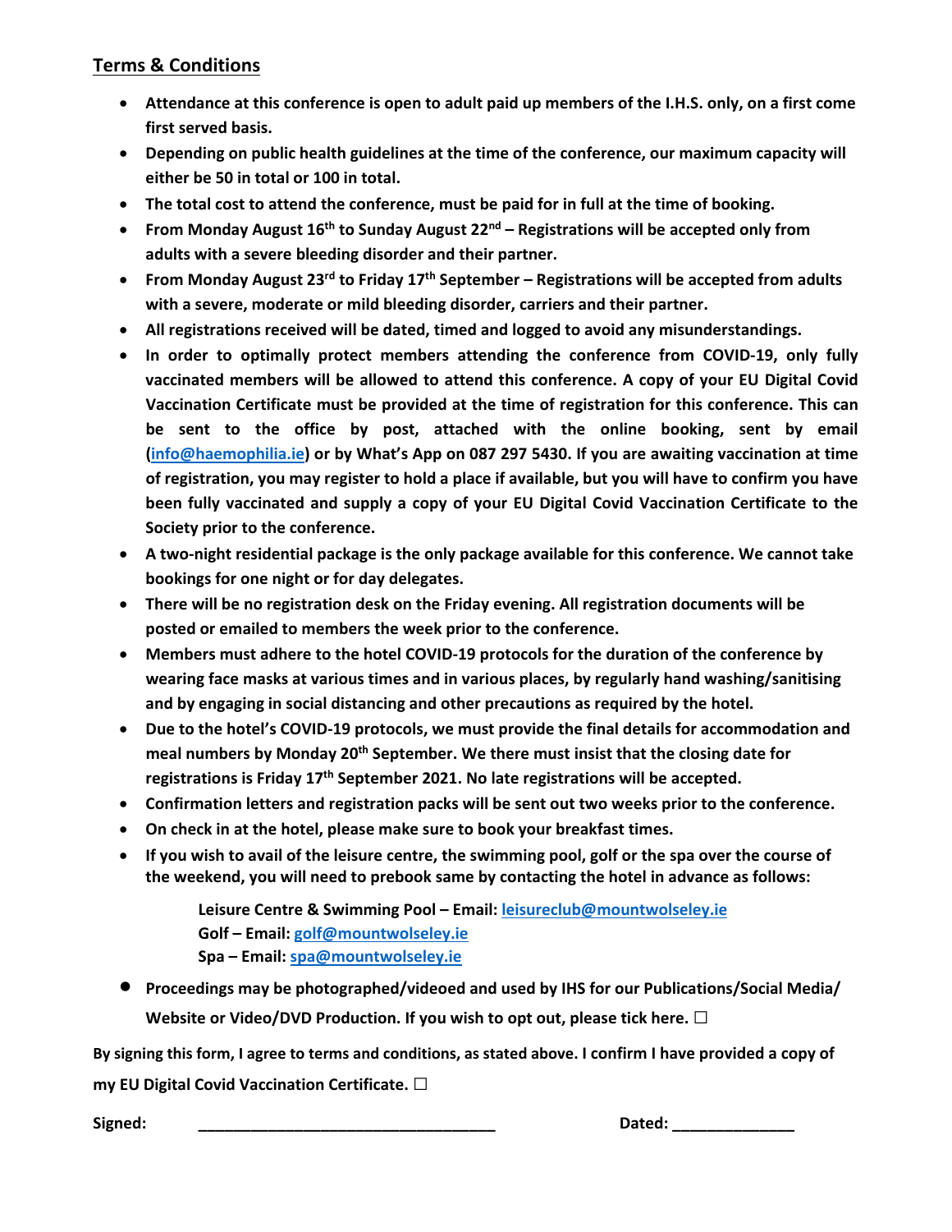## Terms & Conditions

- **Attendance at this conference is open to adult paid up members of the I.H.S. only, on a first come first served basis.**
- **Depending on public health guidelines at the time of the conference, our maximum capacity will either be 50 in total or 100 in total.**
- **The total cost to attend the conference, must be paid for in full at the time of booking.**
- **From Monday August 16th to Sunday August 22nd – Registrations will be accepted only from adults with a severe bleeding disorder and their partner.**
- **From Monday August 23rd to Friday 17th September – Registrations will be accepted from adults with a severe, moderate or mild bleeding disorder, carriers and their partner.**
- **All registrations received will be dated, timed and logged to avoid any misunderstandings.**
- **In order to optimally protect members attending the conference from COVID-19, only fully vaccinated members will be allowed to attend this conference. A copy of your EU Digital Covid Vaccination Certificate must be provided at the time of registration for this conference. This can be sent to the office by post, attached with the online booking, sent by email (info@haemophilia.ie) or by What's App on 087 297 5430. If you are awaiting vaccination at time of registration, you may register to hold a place if available, but you will have to confirm you have been fully vaccinated and supply a copy of your EU Digital Covid Vaccination Certificate to the Society prior to the conference.**
- **A two-night residential package is the only package available for this conference. We cannot take bookings for one night or for day delegates.**
- **There will be no registration desk on the Friday evening. All registration documents will be posted or emailed to members the week prior to the conference.**
- **Members must adhere to the hotel COVID-19 protocols for the duration of the conference by wearing face masks at various times and in various places, by regularly hand washing/sanitising and by engaging in social distancing and other precautions as required by the hotel.**
- **Due to the hotel's COVID-19 protocols, we must provide the final details for accommodation and meal numbers by Monday 20th September. We there must insist that the closing date for registrations is Friday 17th September 2021. No late registrations will be accepted.**
- **Confirmation letters and registration packs will be sent out two weeks prior to the conference.**
- **On check in at the hotel, please make sure to book your breakfast times.**
- **If you wish to avail of the leisure centre, the swimming pool, golf or the spa over the course of the weekend, you will need to prebook same by contacting the hotel in advance as follows:**

  **Leisure Centre & Swimming Pool – Email: leisureclub@mountwolseley.ie**
  **Golf – Email: golf@mountwolseley.ie**
  **Spa – Email: spa@mountwolseley.ie**

- **Proceedings may be photographed/videoed and used by IHS for our Publications/Social Media/ Website or Video/DVD Production. If you wish to opt out, please tick here. ☐**

**By signing this form, I agree to terms and conditions, as stated above. I confirm I have provided a copy of my EU Digital Covid Vaccination Certificate. ☐**

**Signed: ___________________________________ Dated: ______________**